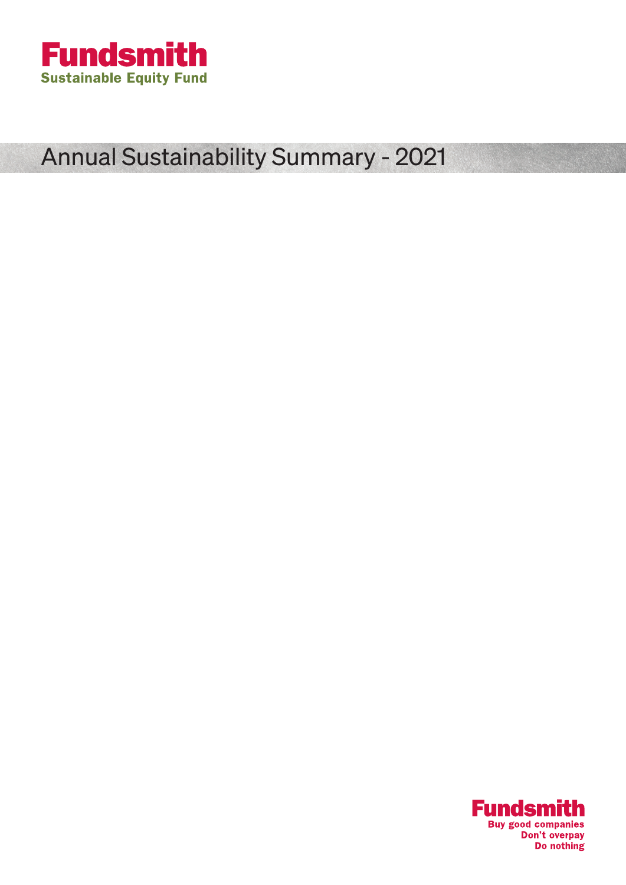# Fundsmith

**Sustainable Equity Fund**

## Annual Sustainability Summary - 2021

**Fundsmith**

**Buy good companies**
**Don't overpay**
**Do nothing**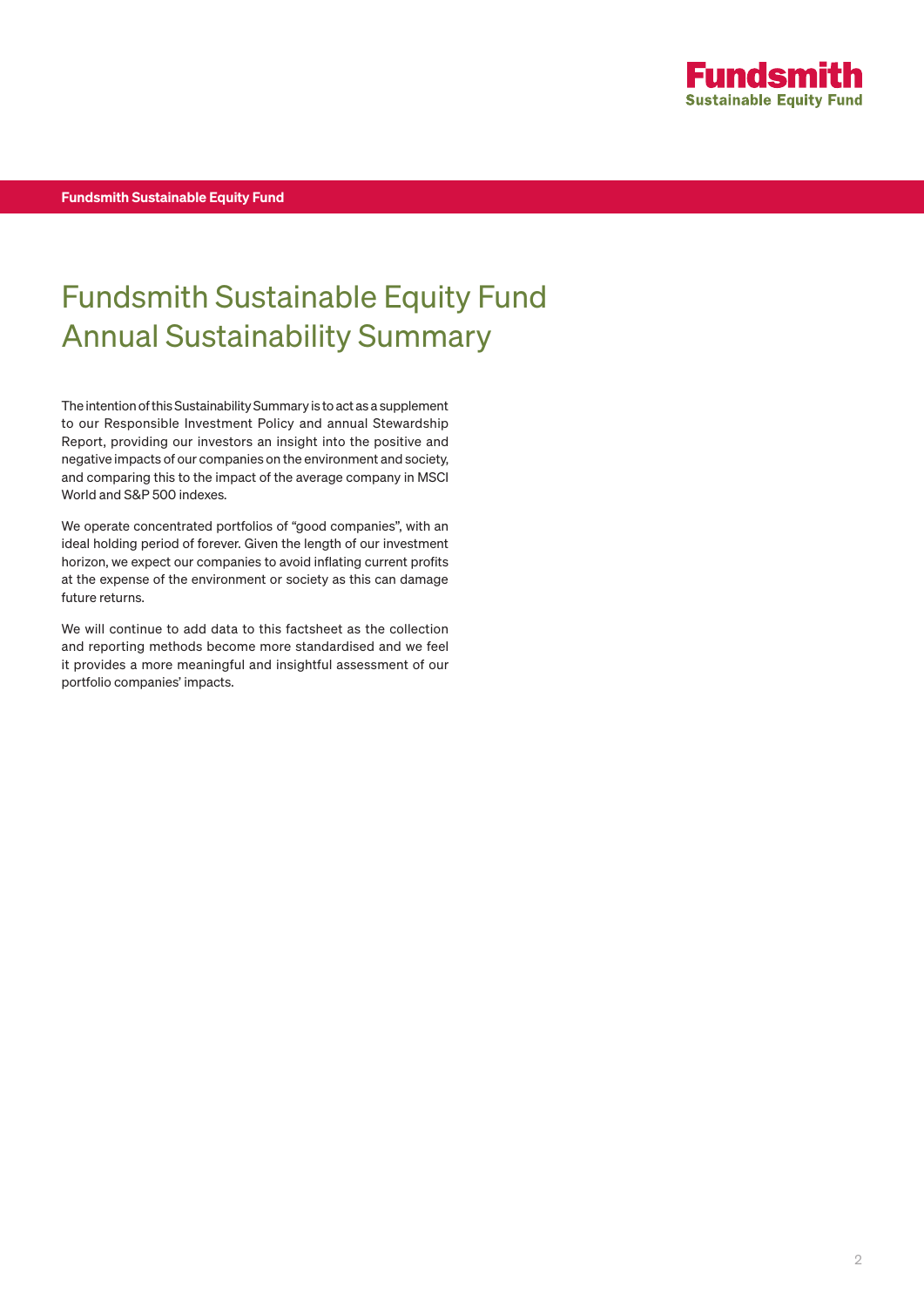# Fundsmith Sustainable Equity Fund Annual Sustainability Summary

The intention of this Sustainability Summary is to act as a supplement to our Responsible Investment Policy and annual Stewardship Report, providing our investors an insight into the positive and negative impacts of our companies on the environment and society, and comparing this to the impact of the average company in MSCI World and S&P 500 indexes.

We operate concentrated portfolios of "good companies", with an ideal holding period of forever. Given the length of our investment horizon, we expect our companies to avoid inflating current profits at the expense of the environment or society as this can damage future returns.

We will continue to add data to this factsheet as the collection and reporting methods become more standardised and we feel it provides a more meaningful and insightful assessment of our portfolio companies' impacts.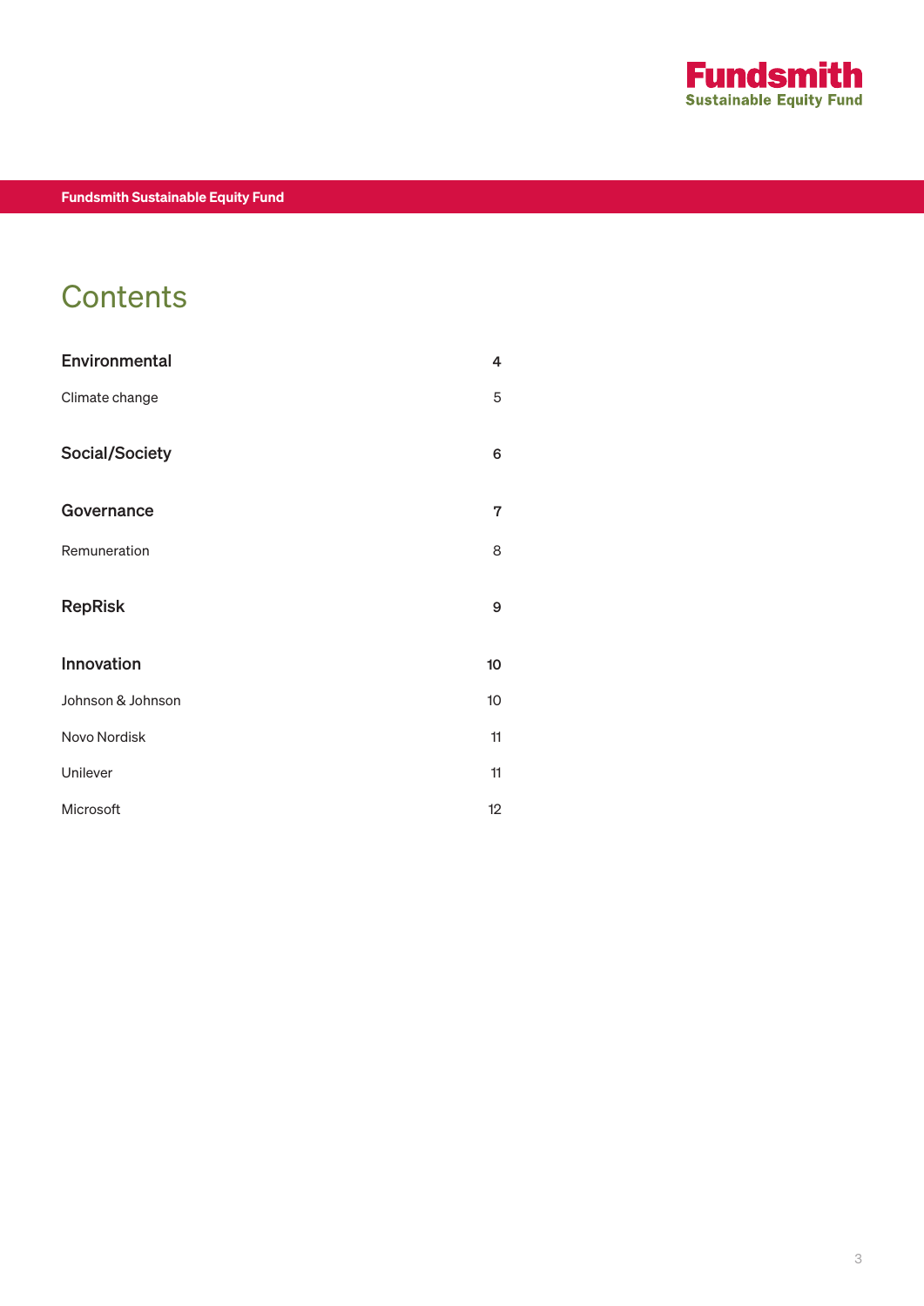# Contents

| | |
|---|---|
| **Environmental** | **4** |
| Climate change | 5 |
| **Social/Society** | **6** |
| **Governance** | **7** |
| Remuneration | 8 |
| **RepRisk** | **9** |
| **Innovation** | **10** |
| Johnson & Johnson | 10 |
| Novo Nordisk | 11 |
| Unilever | 11 |
| Microsoft | 12 |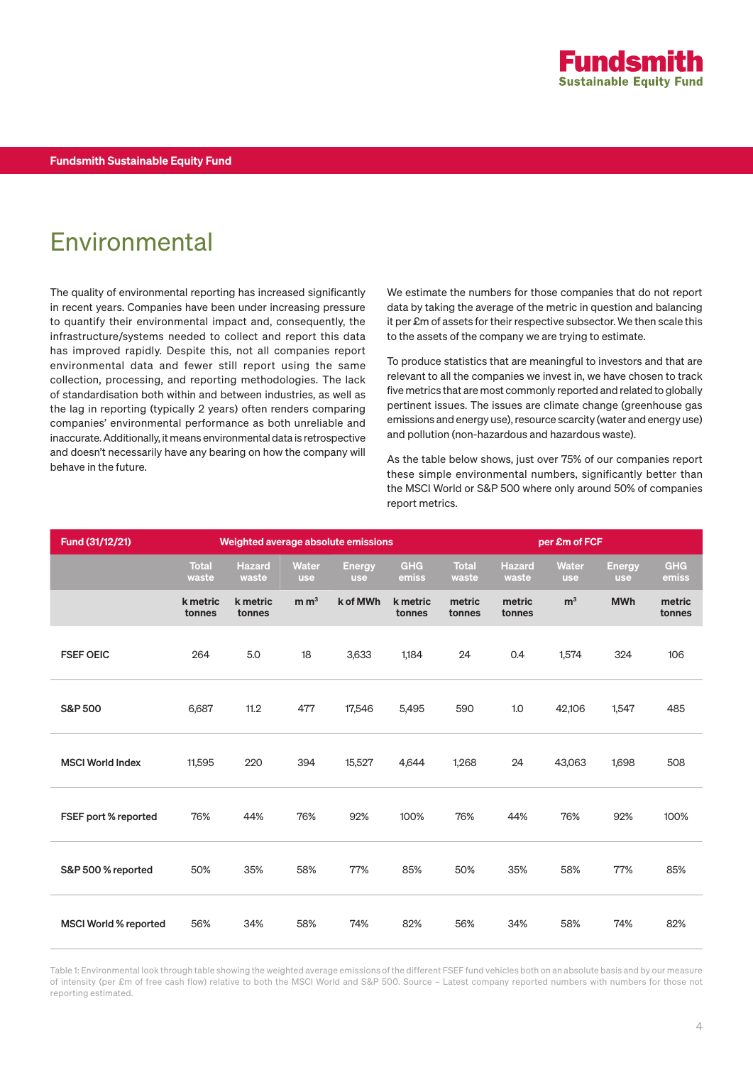Fundsmith Sustainable Equity Fund

# Environmental

The quality of environmental reporting has increased significantly in recent years. Companies have been under increasing pressure to quantify their environmental impact and, consequently, the infrastructure/systems needed to collect and report this data has improved rapidly. Despite this, not all companies report environmental data and fewer still report using the same collection, processing, and reporting methodologies. The lack of standardisation both within and between industries, as well as the lag in reporting (typically 2 years) often renders comparing companies' environmental performance as both unreliable and inaccurate. Additionally, it means environmental data is retrospective and doesn't necessarily have any bearing on how the company will behave in the future.

We estimate the numbers for those companies that do not report data by taking the average of the metric in question and balancing it per £m of assets for their respective subsector. We then scale this to the assets of the company we are trying to estimate.

To produce statistics that are meaningful to investors and that are relevant to all the companies we invest in, we have chosen to track five metrics that are most commonly reported and related to globally pertinent issues. The issues are climate change (greenhouse gas emissions and energy use), resource scarcity (water and energy use) and pollution (non-hazardous and hazardous waste).

As the table below shows, just over 75% of our companies report these simple environmental numbers, significantly better than the MSCI World or S&P 500 where only around 50% of companies report metrics.

| Fund (31/12/21) | Weighted average absolute emissions | | | | | per £m of FCF | | | | |
|---|---|---|---|---|---|---|---|---|---|---|
| | Total waste | Hazard waste | Water use | Energy use | GHG emiss | Total waste | Hazard waste | Water use | Energy use | GHG emiss |
| | k metric tonnes | k metric tonnes | m $m^3$ | k of MWh | k metric tonnes | metric tonnes | metric tonnes | $m^3$ | MWh | metric tonnes |
| FSEF OEIC | 264 | 5.0 | 18 | 3,633 | 1,184 | 24 | 0.4 | 1,574 | 324 | 106 |
| S&P 500 | 6,687 | 11.2 | 477 | 17,546 | 5,495 | 590 | 1.0 | 42,106 | 1,547 | 485 |
| MSCI World Index | 11,595 | 220 | 394 | 15,527 | 4,644 | 1,268 | 24 | 43,063 | 1,698 | 508 |
| FSEF port % reported | 76% | 44% | 76% | 92% | 100% | 76% | 44% | 76% | 92% | 100% |
| S&P 500 % reported | 50% | 35% | 58% | 77% | 85% | 50% | 35% | 58% | 77% | 85% |
| MSCI World % reported | 56% | 34% | 58% | 74% | 82% | 56% | 34% | 58% | 74% | 82% |

Table 1: Environmental look through table showing the weighted average emissions of the different FSEF fund vehicles both on an absolute basis and by our measure of intensity (per £m of free cash flow) relative to both the MSCI World and S&P 500. Source – Latest company reported numbers with numbers for those not reporting estimated.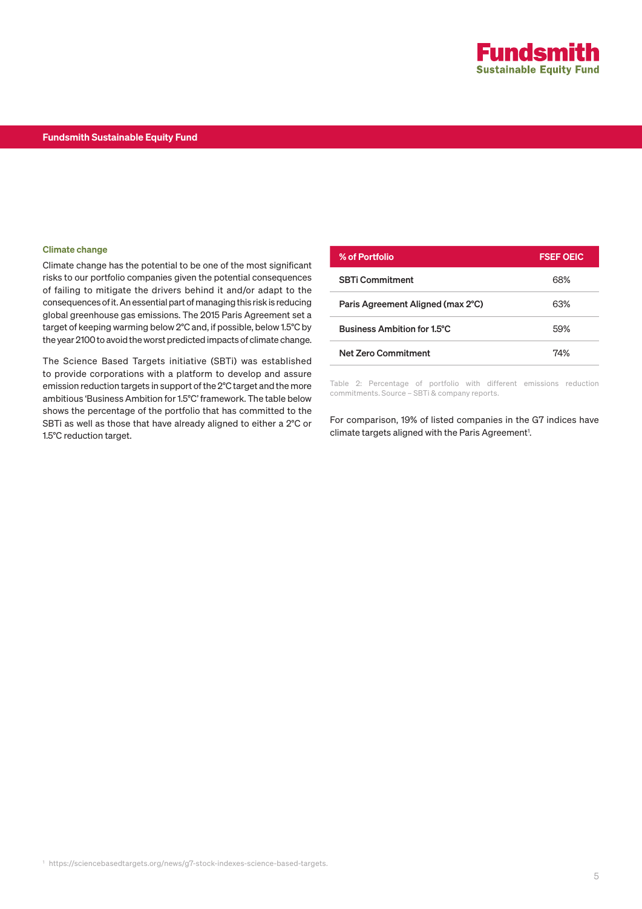## Climate change

Climate change has the potential to be one of the most significant risks to our portfolio companies given the potential consequences of failing to mitigate the drivers behind it and/or adapt to the consequences of it. An essential part of managing this risk is reducing global greenhouse gas emissions. The 2015 Paris Agreement set a target of keeping warming below 2°C and, if possible, below 1.5°C by the year 2100 to avoid the worst predicted impacts of climate change.

The Science Based Targets initiative (SBTi) was established to provide corporations with a platform to develop and assure emission reduction targets in support of the 2°C target and the more ambitious 'Business Ambition for 1.5°C' framework. The table below shows the percentage of the portfolio that has committed to the SBTi as well as those that have already aligned to either a 2°C or 1.5°C reduction target.

| % of Portfolio | FSEF OEIC |
|---|---|
| SBTi Commitment | 68% |
| Paris Agreement Aligned (max 2°C) | 63% |
| Business Ambition for 1.5°C | 59% |
| Net Zero Commitment | 74% |

Table 2: Percentage of portfolio with different emissions reduction commitments. Source – SBTi & company reports.

For comparison, 19% of listed companies in the G7 indices have climate targets aligned with the Paris Agreement[1].

[1] https://sciencebasedtargets.org/news/g7-stock-indexes-science-based-targets.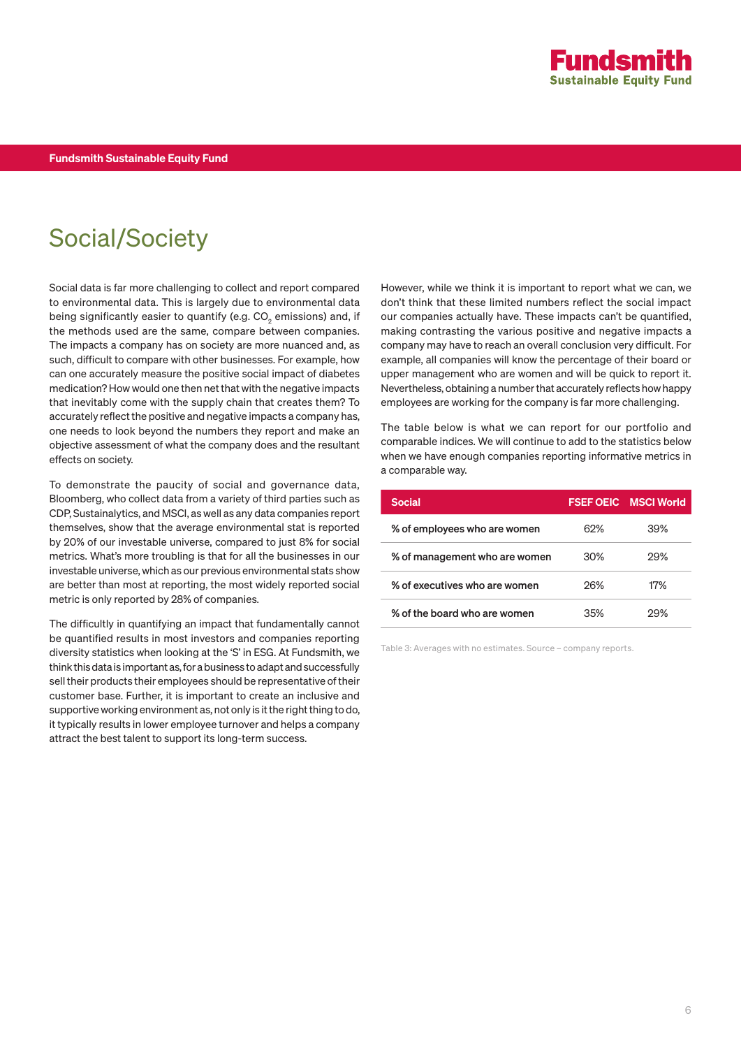# Social/Society

Social data is far more challenging to collect and report compared to environmental data. This is largely due to environmental data being significantly easier to quantify (e.g. $CO_2$ emissions) and, if the methods used are the same, compare between companies. The impacts a company has on society are more nuanced and, as such, difficult to compare with other businesses. For example, how can one accurately measure the positive social impact of diabetes medication? How would one then net that with the negative impacts that inevitably come with the supply chain that creates them? To accurately reflect the positive and negative impacts a company has, one needs to look beyond the numbers they report and make an objective assessment of what the company does and the resultant effects on society.

To demonstrate the paucity of social and governance data, Bloomberg, who collect data from a variety of third parties such as CDP, Sustainalytics, and MSCI, as well as any data companies report themselves, show that the average environmental stat is reported by 20% of our investable universe, compared to just 8% for social metrics. What's more troubling is that for all the businesses in our investable universe, which as our previous environmental stats show are better than most at reporting, the most widely reported social metric is only reported by 28% of companies.

The difficultly in quantifying an impact that fundamentally cannot be quantified results in most investors and companies reporting diversity statistics when looking at the 'S' in ESG. At Fundsmith, we think this data is important as, for a business to adapt and successfully sell their products their employees should be representative of their customer base. Further, it is important to create an inclusive and supportive working environment as, not only is it the right thing to do, it typically results in lower employee turnover and helps a company attract the best talent to support its long-term success.

However, while we think it is important to report what we can, we don't think that these limited numbers reflect the social impact our companies actually have. These impacts can't be quantified, making contrasting the various positive and negative impacts a company may have to reach an overall conclusion very difficult. For example, all companies will know the percentage of their board or upper management who are women and will be quick to report it. Nevertheless, obtaining a number that accurately reflects how happy employees are working for the company is far more challenging.

The table below is what we can report for our portfolio and comparable indices. We will continue to add to the statistics below when we have enough companies reporting informative metrics in a comparable way.

| Social | FSEF OEIC | MSCI World |
|---|---|---|
| % of employees who are women | 62% | 39% |
| % of management who are women | 30% | 29% |
| % of executives who are women | 26% | 17% |
| % of the board who are women | 35% | 29% |

Table 3: Averages with no estimates. Source – company reports.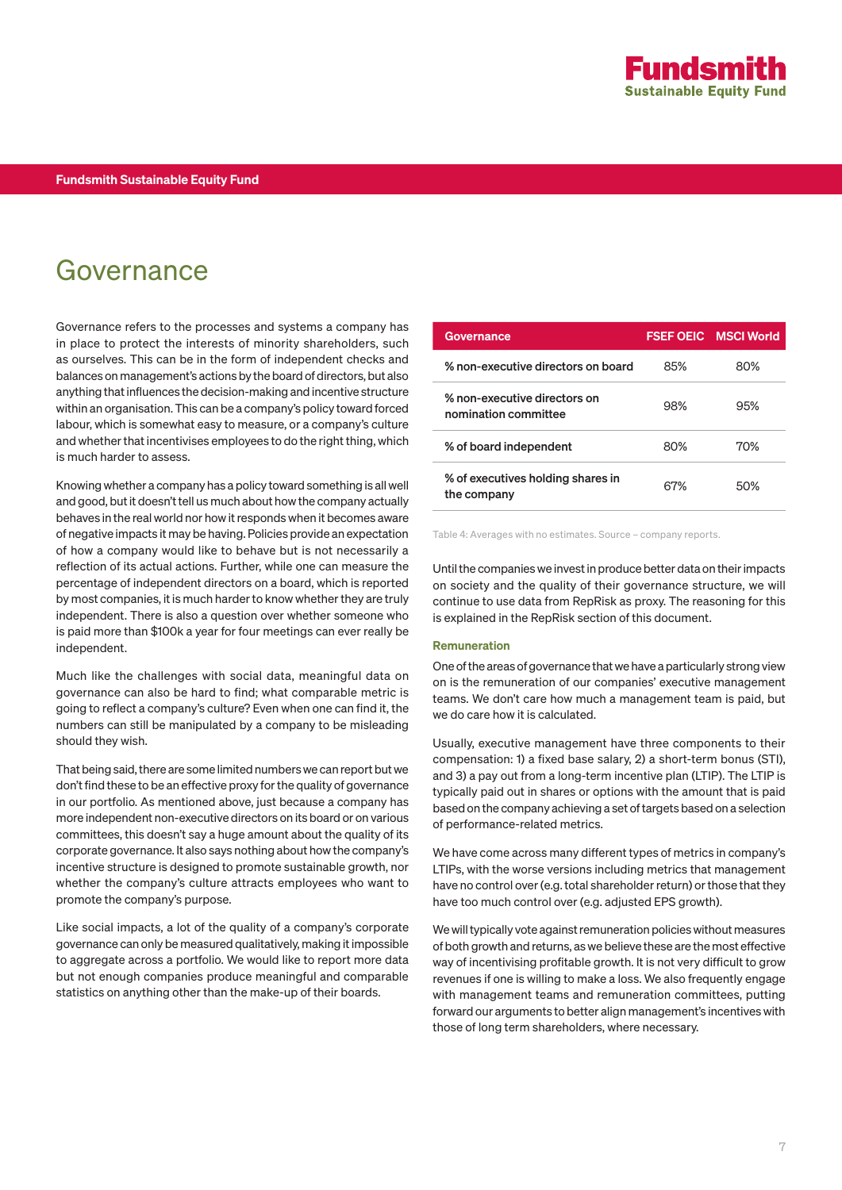# Governance

Governance refers to the processes and systems a company has in place to protect the interests of minority shareholders, such as ourselves. This can be in the form of independent checks and balances on management's actions by the board of directors, but also anything that influences the decision-making and incentive structure within an organisation. This can be a company's policy toward forced labour, which is somewhat easy to measure, or a company's culture and whether that incentivises employees to do the right thing, which is much harder to assess.

Knowing whether a company has a policy toward something is all well and good, but it doesn't tell us much about how the company actually behaves in the real world nor how it responds when it becomes aware of negative impacts it may be having. Policies provide an expectation of how a company would like to behave but is not necessarily a reflection of its actual actions. Further, while one can measure the percentage of independent directors on a board, which is reported by most companies, it is much harder to know whether they are truly independent. There is also a question over whether someone who is paid more than $100k a year for four meetings can ever really be independent.

Much like the challenges with social data, meaningful data on governance can also be hard to find; what comparable metric is going to reflect a company's culture? Even when one can find it, the numbers can still be manipulated by a company to be misleading should they wish.

That being said, there are some limited numbers we can report but we don't find these to be an effective proxy for the quality of governance in our portfolio. As mentioned above, just because a company has more independent non-executive directors on its board or on various committees, this doesn't say a huge amount about the quality of its corporate governance. It also says nothing about how the company's incentive structure is designed to promote sustainable growth, nor whether the company's culture attracts employees who want to promote the company's purpose.

Like social impacts, a lot of the quality of a company's corporate governance can only be measured qualitatively, making it impossible to aggregate across a portfolio. We would like to report more data but not enough companies produce meaningful and comparable statistics on anything other than the make-up of their boards.

| Governance | FSEF OEIC | MSCI World |
|---|---|---|
| % non-executive directors on board | 85% | 80% |
| % non-executive directors on nomination committee | 98% | 95% |
| % of board independent | 80% | 70% |
| % of executives holding shares in the company | 67% | 50% |

Table 4: Averages with no estimates. Source – company reports.

Until the companies we invest in produce better data on their impacts on society and the quality of their governance structure, we will continue to use data from RepRisk as proxy. The reasoning for this is explained in the RepRisk section of this document.

### Remuneration

One of the areas of governance that we have a particularly strong view on is the remuneration of our companies' executive management teams. We don't care how much a management team is paid, but we do care how it is calculated.

Usually, executive management have three components to their compensation: 1) a fixed base salary, 2) a short-term bonus (STI), and 3) a pay out from a long-term incentive plan (LTIP). The LTIP is typically paid out in shares or options with the amount that is paid based on the company achieving a set of targets based on a selection of performance-related metrics.

We have come across many different types of metrics in company's LTIPs, with the worse versions including metrics that management have no control over (e.g. total shareholder return) or those that they have too much control over (e.g. adjusted EPS growth).

We will typically vote against remuneration policies without measures of both growth and returns, as we believe these are the most effective way of incentivising profitable growth. It is not very difficult to grow revenues if one is willing to make a loss. We also frequently engage with management teams and remuneration committees, putting forward our arguments to better align management's incentives with those of long term shareholders, where necessary.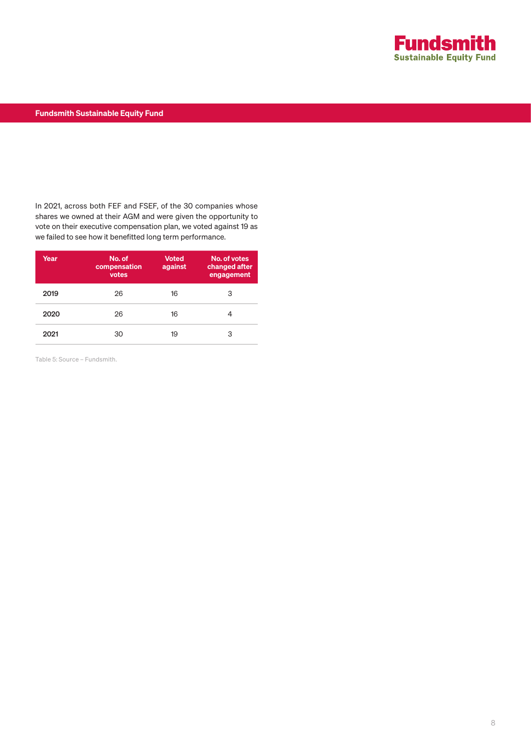In 2021, across both FEF and FSEF, of the 30 companies whose shares we owned at their AGM and were given the opportunity to vote on their executive compensation plan, we voted against 19 as we failed to see how it benefitted long term performance.

| Year | No. of compensation votes | Voted against | No. of votes changed after engagement |
|---|---|---|---|
| 2019 | 26 | 16 | 3 |
| 2020 | 26 | 16 | 4 |
| 2021 | 30 | 19 | 3 |

Table 5: Source – Fundsmith.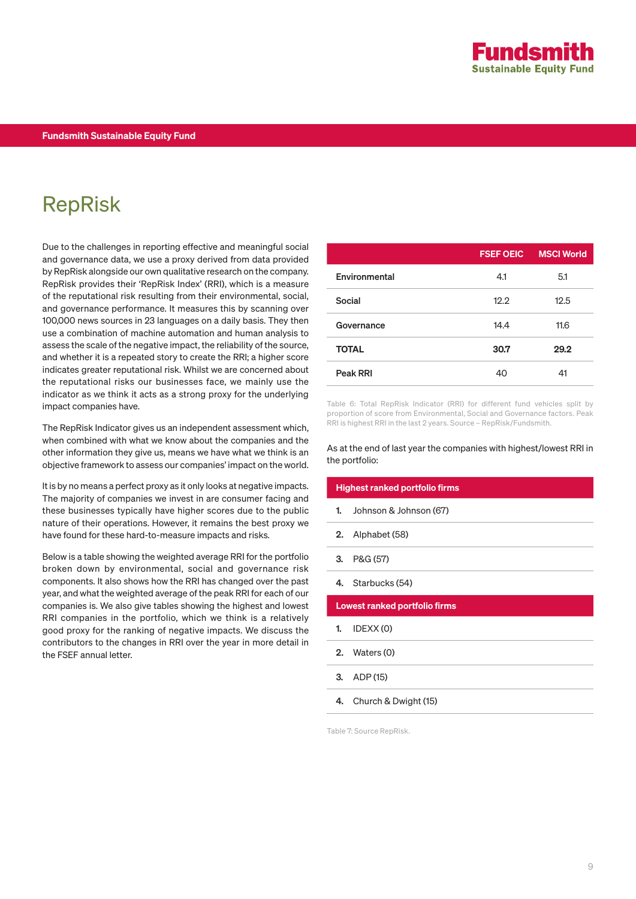# RepRisk

Due to the challenges in reporting effective and meaningful social and governance data, we use a proxy derived from data provided by RepRisk alongside our own qualitative research on the company. RepRisk provides their 'RepRisk Index' (RRI), which is a measure of the reputational risk resulting from their environmental, social, and governance performance. It measures this by scanning over 100,000 news sources in 23 languages on a daily basis. They then use a combination of machine automation and human analysis to assess the scale of the negative impact, the reliability of the source, and whether it is a repeated story to create the RRI; a higher score indicates greater reputational risk. Whilst we are concerned about the reputational risks our businesses face, we mainly use the indicator as we think it acts as a strong proxy for the underlying impact companies have.

The RepRisk Indicator gives us an independent assessment which, when combined with what we know about the companies and the other information they give us, means we have what we think is an objective framework to assess our companies' impact on the world.

It is by no means a perfect proxy as it only looks at negative impacts. The majority of companies we invest in are consumer facing and these businesses typically have higher scores due to the public nature of their operations. However, it remains the best proxy we have found for these hard-to-measure impacts and risks.

Below is a table showing the weighted average RRI for the portfolio broken down by environmental, social and governance risk components. It also shows how the RRI has changed over the past year, and what the weighted average of the peak RRI for each of our companies is. We also give tables showing the highest and lowest RRI companies in the portfolio, which we think is a relatively good proxy for the ranking of negative impacts. We discuss the contributors to the changes in RRI over the year in more detail in the FSEF annual letter.

| | FSEF OEIC | MSCI World |
|---|---|---|
| Environmental | 4.1 | 5.1 |
| Social | 12.2 | 12.5 |
| Governance | 14.4 | 11.6 |
| **TOTAL** | **30.7** | **29.2** |
| Peak RRI | 40 | 41 |

Table 6: Total RepRisk Indicator (RRI) for different fund vehicles split by proportion of score from Environmental, Social and Governance factors. Peak RRI is highest RRI in the last 2 years. Source – RepRisk/Fundsmith.

As at the end of last year the companies with highest/lowest RRI in the portfolio:

| Highest ranked portfolio firms |
|---|
| **1.** Johnson & Johnson (67) |
| **2.** Alphabet (58) |
| **3.** P&G (57) |
| **4.** Starbucks (54) |
| **Lowest ranked portfolio firms** |
| **1.** IDEXX (0) |
| **2.** Waters (0) |
| **3.** ADP (15) |
| **4.** Church & Dwight (15) |

Table 7: Source RepRisk.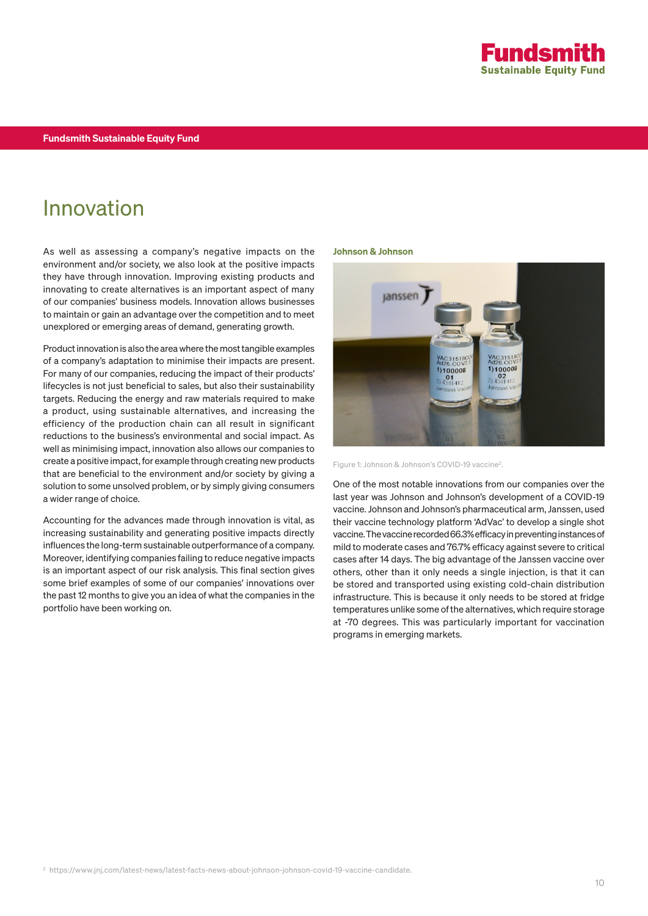# Innovation

As well as assessing a company's negative impacts on the environment and/or society, we also look at the positive impacts they have through innovation. Improving existing products and innovating to create alternatives is an important aspect of many of our companies' business models. Innovation allows businesses to maintain or gain an advantage over the competition and to meet unexplored or emerging areas of demand, generating growth.

Product innovation is also the area where the most tangible examples of a company's adaptation to minimise their impacts are present. For many of our companies, reducing the impact of their products' lifecycles is not just beneficial to sales, but also their sustainability targets. Reducing the energy and raw materials required to make a product, using sustainable alternatives, and increasing the efficiency of the production chain can all result in significant reductions to the business's environmental and social impact. As well as minimising impact, innovation also allows our companies to create a positive impact, for example through creating new products that are beneficial to the environment and/or society by giving a solution to some unsolved problem, or by simply giving consumers a wider range of choice.

Accounting for the advances made through innovation is vital, as increasing sustainability and generating positive impacts directly influences the long-term sustainable outperformance of a company. Moreover, identifying companies failing to reduce negative impacts is an important aspect of our risk analysis. This final section gives some brief examples of some of our companies' innovations over the past 12 months to give you an idea of what the companies in the portfolio have been working on.

### Johnson & Johnson

Figure 1: Johnson & Johnson's COVID-19 vaccine[2].

One of the most notable innovations from our companies over the last year was Johnson and Johnson's development of a COVID-19 vaccine. Johnson and Johnson's pharmaceutical arm, Janssen, used their vaccine technology platform 'AdVac' to develop a single shot vaccine. The vaccine recorded 66.3% efficacy in preventing instances of mild to moderate cases and 76.7% efficacy against severe to critical cases after 14 days. The big advantage of the Janssen vaccine over others, other than it only needs a single injection, is that it can be stored and transported using existing cold-chain distribution infrastructure. This is because it only needs to be stored at fridge temperatures unlike some of the alternatives, which require storage at -70 degrees. This was particularly important for vaccination programs in emerging markets.

[2] https://www.jnj.com/latest-news/latest-facts-news-about-johnson-johnson-covid-19-vaccine-candidate.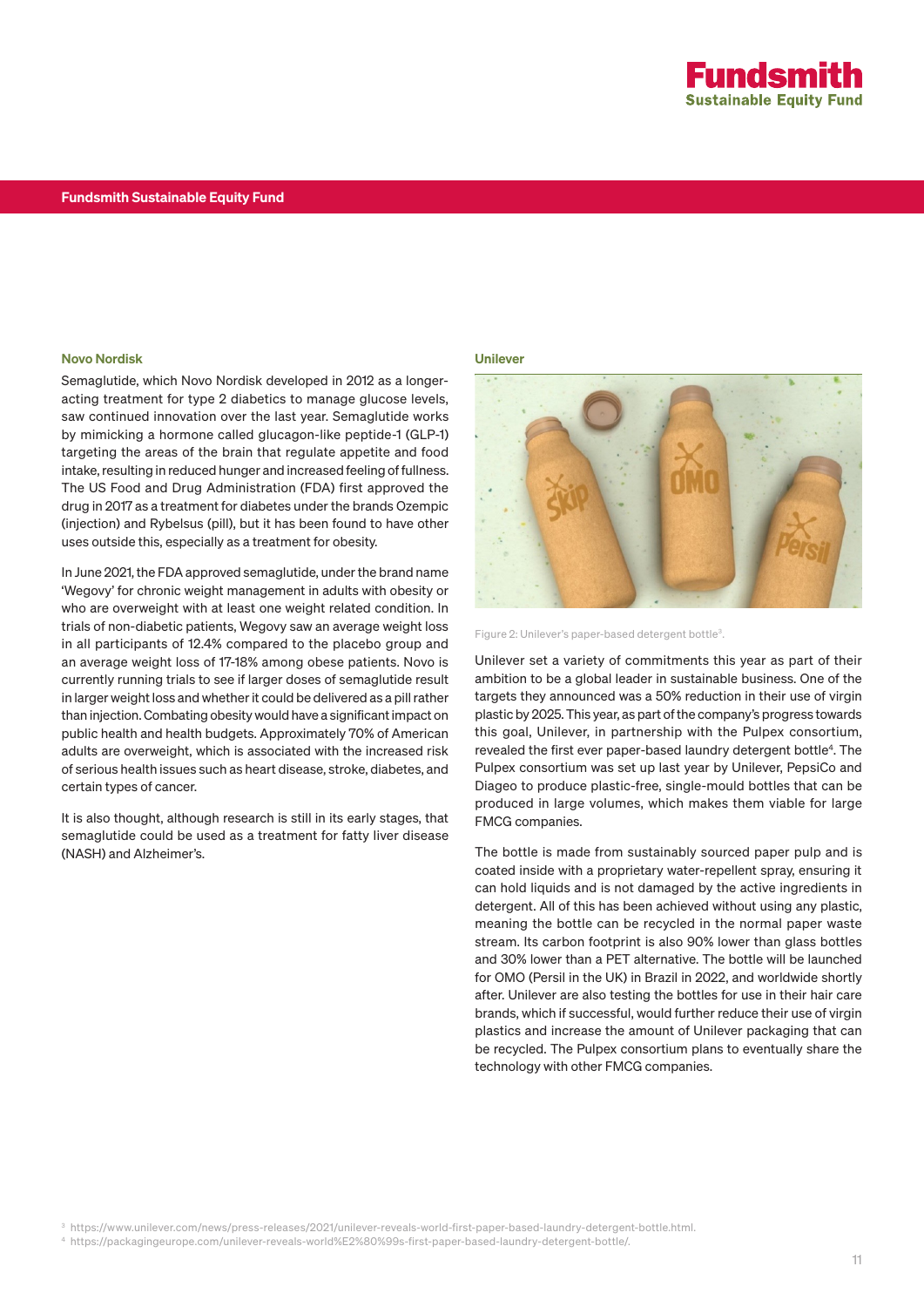## Novo Nordisk

Semaglutide, which Novo Nordisk developed in 2012 as a longer-acting treatment for type 2 diabetics to manage glucose levels, saw continued innovation over the last year. Semaglutide works by mimicking a hormone called glucagon-like peptide-1 (GLP-1) targeting the areas of the brain that regulate appetite and food intake, resulting in reduced hunger and increased feeling of fullness. The US Food and Drug Administration (FDA) first approved the drug in 2017 as a treatment for diabetes under the brands Ozempic (injection) and Rybelsus (pill), but it has been found to have other uses outside this, especially as a treatment for obesity.

In June 2021, the FDA approved semaglutide, under the brand name 'Wegovy' for chronic weight management in adults with obesity or who are overweight with at least one weight related condition. In trials of non-diabetic patients, Wegovy saw an average weight loss in all participants of 12.4% compared to the placebo group and an average weight loss of 17-18% among obese patients. Novo is currently running trials to see if larger doses of semaglutide result in larger weight loss and whether it could be delivered as a pill rather than injection. Combating obesity would have a significant impact on public health and health budgets. Approximately 70% of American adults are overweight, which is associated with the increased risk of serious health issues such as heart disease, stroke, diabetes, and certain types of cancer.

It is also thought, although research is still in its early stages, that semaglutide could be used as a treatment for fatty liver disease (NASH) and Alzheimer's.

## Unilever

Figure 2: Unilever's paper-based detergent bottle[3].

Unilever set a variety of commitments this year as part of their ambition to be a global leader in sustainable business. One of the targets they announced was a 50% reduction in their use of virgin plastic by 2025. This year, as part of the company's progress towards this goal, Unilever, in partnership with the Pulpex consortium, revealed the first ever paper-based laundry detergent bottle[4]. The Pulpex consortium was set up last year by Unilever, PepsiCo and Diageo to produce plastic-free, single-mould bottles that can be produced in large volumes, which makes them viable for large FMCG companies.

The bottle is made from sustainably sourced paper pulp and is coated inside with a proprietary water-repellent spray, ensuring it can hold liquids and is not damaged by the active ingredients in detergent. All of this has been achieved without using any plastic, meaning the bottle can be recycled in the normal paper waste stream. Its carbon footprint is also 90% lower than glass bottles and 30% lower than a PET alternative. The bottle will be launched for OMO (Persil in the UK) in Brazil in 2022, and worldwide shortly after. Unilever are also testing the bottles for use in their hair care brands, which if successful, would further reduce their use of virgin plastics and increase the amount of Unilever packaging that can be recycled. The Pulpex consortium plans to eventually share the technology with other FMCG companies.

[3] https://www.unilever.com/news/press-releases/2021/unilever-reveals-world-first-paper-based-laundry-detergent-bottle.html.

[4] https://packagingeurope.com/unilever-reveals-world%E2%80%99s-first-paper-based-laundry-detergent-bottle/.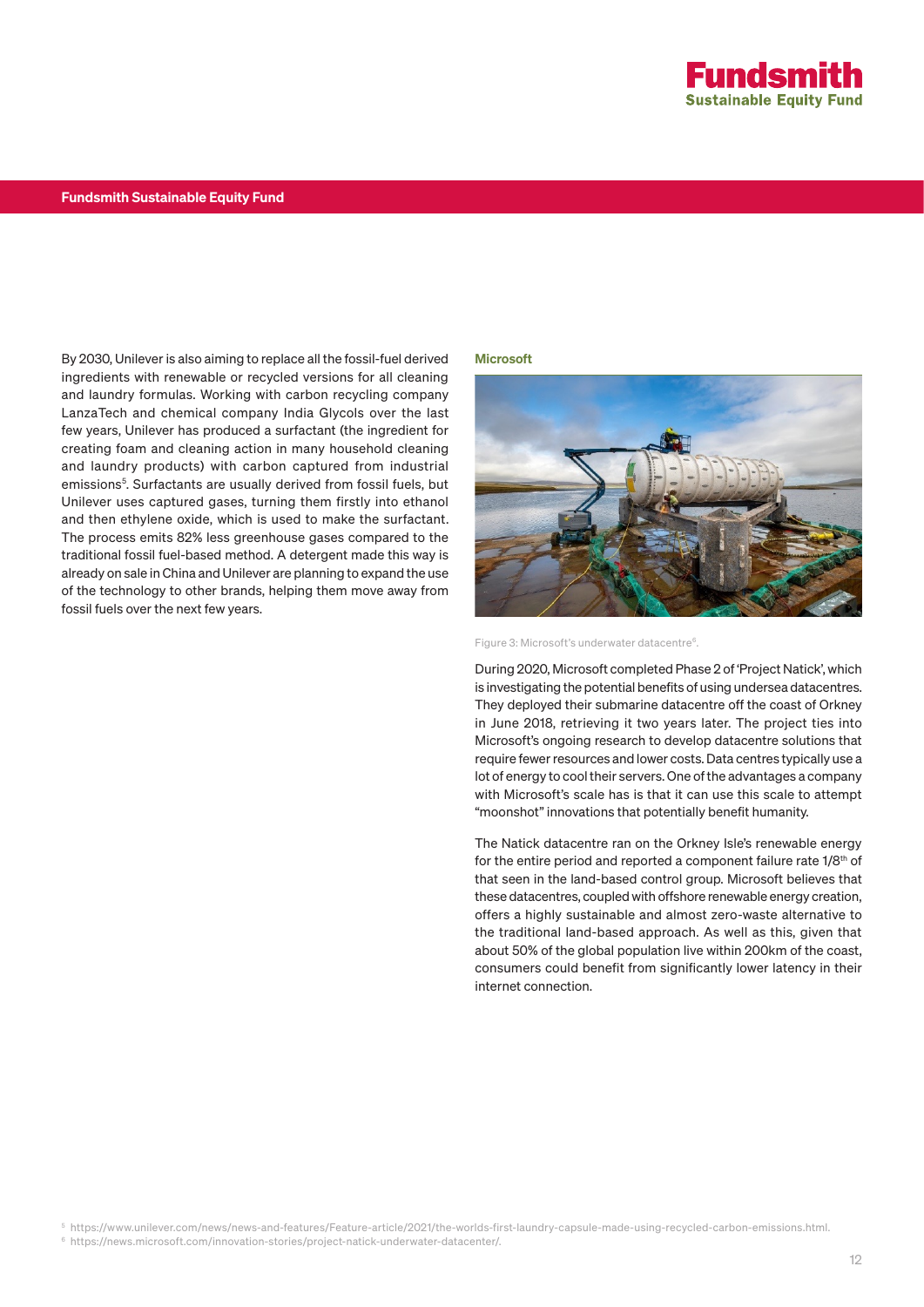By 2030, Unilever is also aiming to replace all the fossil-fuel derived ingredients with renewable or recycled versions for all cleaning and laundry formulas. Working with carbon recycling company LanzaTech and chemical company India Glycols over the last few years, Unilever has produced a surfactant (the ingredient for creating foam and cleaning action in many household cleaning and laundry products) with carbon captured from industrial emissions[5]. Surfactants are usually derived from fossil fuels, but Unilever uses captured gases, turning them firstly into ethanol and then ethylene oxide, which is used to make the surfactant. The process emits 82% less greenhouse gases compared to the traditional fossil fuel-based method. A detergent made this way is already on sale in China and Unilever are planning to expand the use of the technology to other brands, helping them move away from fossil fuels over the next few years.

### Microsoft

Figure 3: Microsoft's underwater datacentre[6].

During 2020, Microsoft completed Phase 2 of 'Project Natick', which is investigating the potential benefits of using undersea datacentres. They deployed their submarine datacentre off the coast of Orkney in June 2018, retrieving it two years later. The project ties into Microsoft's ongoing research to develop datacentre solutions that require fewer resources and lower costs. Data centres typically use a lot of energy to cool their servers. One of the advantages a company with Microsoft's scale has is that it can use this scale to attempt "moonshot" innovations that potentially benefit humanity.

The Natick datacentre ran on the Orkney Isle's renewable energy for the entire period and reported a component failure rate 1/8th of that seen in the land-based control group. Microsoft believes that these datacentres, coupled with offshore renewable energy creation, offers a highly sustainable and almost zero-waste alternative to the traditional land-based approach. As well as this, given that about 50% of the global population live within 200km of the coast, consumers could benefit from significantly lower latency in their internet connection.

[5] https://www.unilever.com/news/news-and-features/Feature-article/2021/the-worlds-first-laundry-capsule-made-using-recycled-carbon-emissions.html.
[6] https://news.microsoft.com/innovation-stories/project-natick-underwater-datacenter/.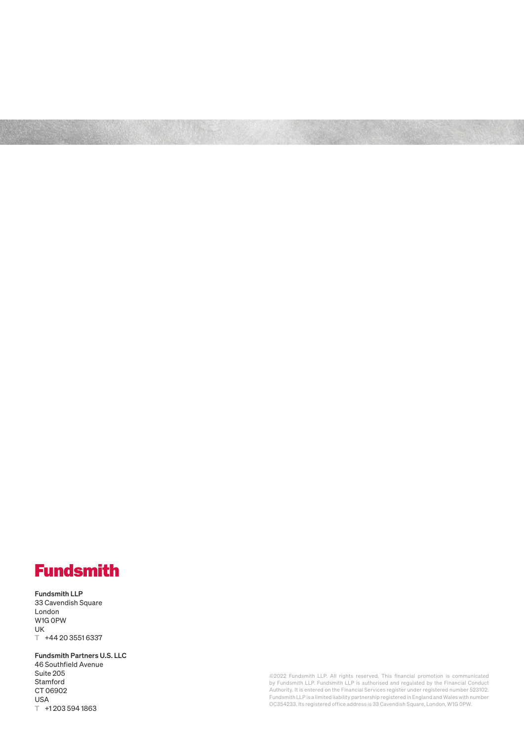**Fundsmith**

**Fundsmith LLP**
33 Cavendish Square
London
W1G 0PW
UK
T +44 20 3551 6337

**Fundsmith Partners U.S. LLC**
46 Southfield Avenue
Suite 205
Stamford
CT 06902
USA
T +1 203 594 1863

©2022 Fundsmith LLP. All rights reserved. This financial promotion is communicated by Fundsmith LLP. Fundsmith LLP is authorised and regulated by the Financial Conduct Authority. It is entered on the Financial Services register under registered number 523102. Fundsmith LLP is a limited liability partnership registered in England and Wales with number OC354233. Its registered office address is 33 Cavendish Square, London, W1G 0PW.